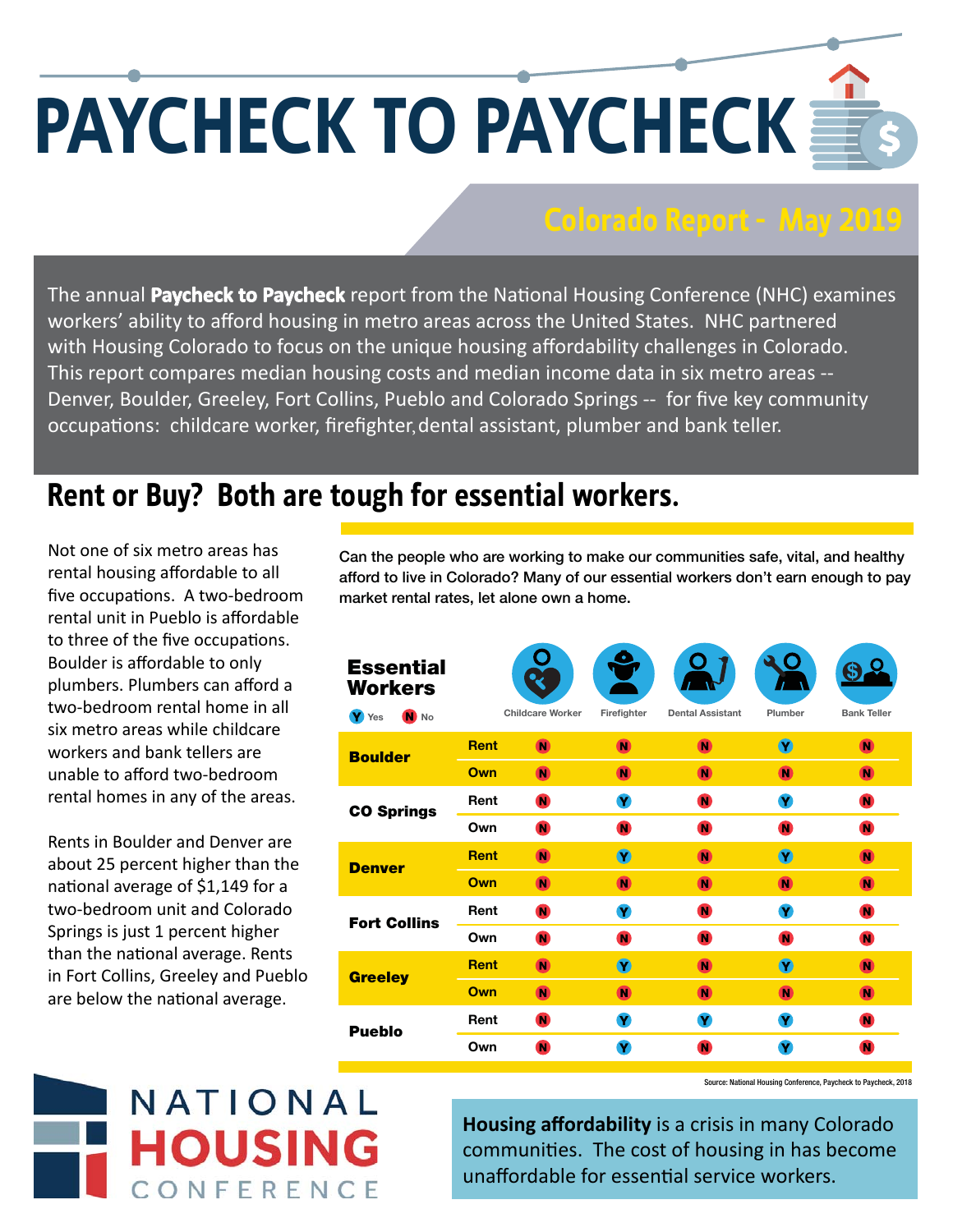# PAYCHECK TO PAYCHECK

## Colorado Report - May 2019

The annual **Paycheck to Paycheck** report from the National Housing Conference (NHC) examines workers' ability to afford housing in metro areas across the United States. NHC partnered with Housing Colorado to focus on the unique housing affordability challenges in Colorado. This report compares median housing costs and median income data in six metro areas -- Denver, Boulder, Greeley, Fort Collins, Pueblo and Colorado Springs -- for five key community occupations: childcare worker, firefighter, dental assistant, plumber and bank teller.

## Rent or Buy? Both are tough for essential workers.

Not one of six metro areas has rental housing affordable to all five occupations. A two-bedroom rental unit in Pueblo is affordable to three of the five occupations. Boulder is affordable to only plumbers. Plumbers can afford a two-bedroom rental home in all six metro areas while childcare workers and bank tellers are unable to afford two-bedroom rental homes in any of the areas.

Rents in Boulder and Denver are about 25 percent higher than the national average of $1,149 for a two-bedroom unit and Colorado Springs is just 1 percent higher than the national average. Rents in Fort Collins, Greeley and Pueblo are below the national average.

Can the people who are working to make our communities safe, vital, and healthy afford to live in Colorado? Many of our essential workers don't earn enough to pay market rental rates, let alone own a home.

**Essential Workers** (Y = Yes, N = No)

| | | Childcare Worker | Firefighter | Dental Assistant | Plumber | Bank Teller |
|---|---|---|---|---|---|---|
| **Boulder** | Rent | N | N | N | Y | N |
| | Own | N | N | N | N | N |
| **CO Springs** | Rent | N | Y | N | Y | N |
| | Own | N | N | N | N | N |
| **Denver** | Rent | N | Y | N | Y | N |
| | Own | N | N | N | N | N |
| **Fort Collins** | Rent | N | Y | N | Y | N |
| | Own | N | N | N | N | N |
| **Greeley** | Rent | N | Y | N | Y | N |
| | Own | N | N | N | N | N |
| **Pueblo** | Rent | N | Y | Y | Y | N |
| | Own | N | Y | N | Y | N |

Source: National Housing Conference, Paycheck to Paycheck, 2018

NATIONAL HOUSING CONFERENCE

**Housing affordability** is a crisis in many Colorado communities. The cost of housing in has become unaffordable for essential service workers.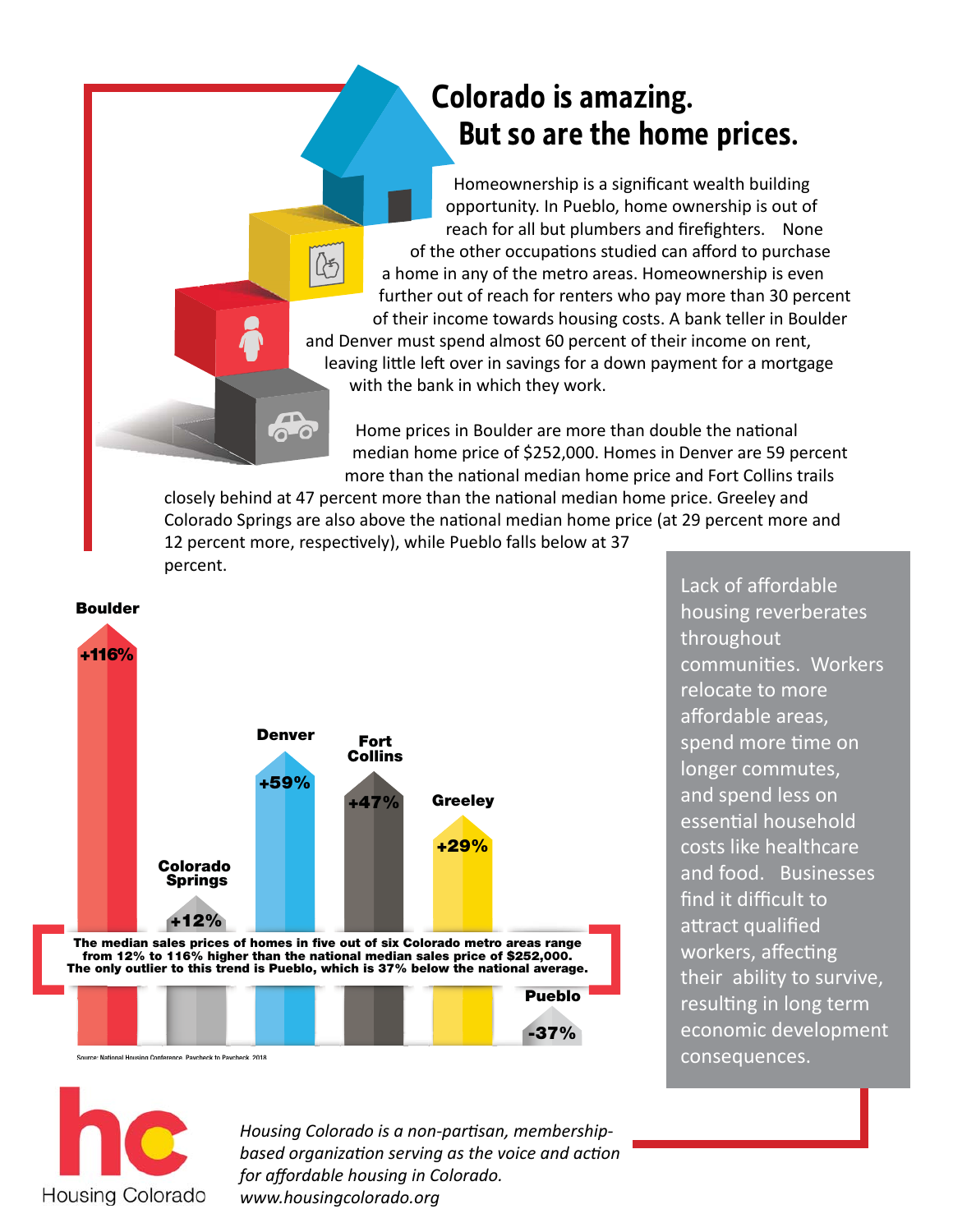# Colorado is amazing. But so are the home prices.

Homeownership is a significant wealth building opportunity. In Pueblo, home ownership is out of reach for all but plumbers and firefighters. None of the other occupations studied can afford to purchase a home in any of the metro areas. Homeownership is even further out of reach for renters who pay more than 30 percent of their income towards housing costs. A bank teller in Boulder and Denver must spend almost 60 percent of their income on rent, leaving little left over in savings for a down payment for a mortgage with the bank in which they work.

Home prices in Boulder are more than double the national median home price of $252,000. Homes in Denver are 59 percent more than the national median home price and Fort Collins trails closely behind at 47 percent more than the national median home price. Greeley and Colorado Springs are also above the national median home price (at 29 percent more and 12 percent more, respectively), while Pueblo falls below at 37 percent.

Boulder +116%

Colorado Springs +12%

Denver +59%

Fort Collins +47%

Greeley +29%

Pueblo -37%

**The median sales prices of homes in five out of six Colorado metro areas range from 12% to 116% higher than the national median sales price of $252,000. The only outlier to this trend is Pueblo, which is 37% below the national average.**

Source: National Housing Conference, Paycheck to Paycheck, 2018

Lack of affordable housing reverberates throughout communities. Workers relocate to more affordable areas, spend more time on longer commutes, and spend less on essential household costs like healthcare and food. Businesses find it difficult to attract qualified workers, affecting their ability to survive, resulting in long term economic development consequences.

hc Housing Colorado

*Housing Colorado is a non-partisan, membership-based organization serving as the voice and action for affordable housing in Colorado. www.housingcolorado.org*